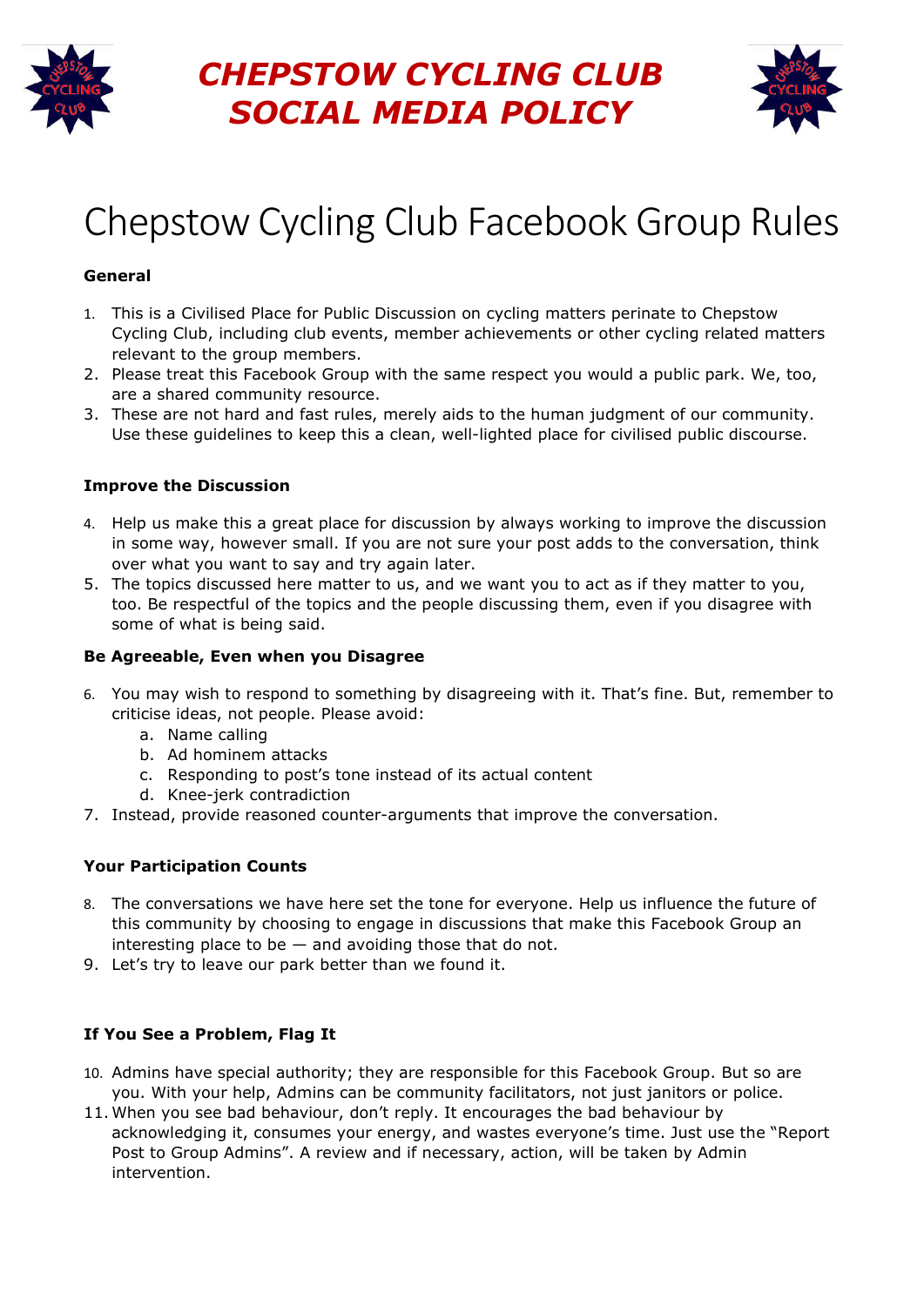# CHEPSTOW CYCLING CLUB SOCIAL MEDIA POLICY

## Chepstow Cycling Club Facebook Group Rules

**General**

1. This is a Civilised Place for Public Discussion on cycling matters perinate to Chepstow Cycling Club, including club events, member achievements or other cycling related matters relevant to the group members.
2. Please treat this Facebook Group with the same respect you would a public park. We, too, are a shared community resource.
3. These are not hard and fast rules, merely aids to the human judgment of our community. Use these guidelines to keep this a clean, well-lighted place for civilised public discourse.

**Improve the Discussion**

4. Help us make this a great place for discussion by always working to improve the discussion in some way, however small. If you are not sure your post adds to the conversation, think over what you want to say and try again later.
5. The topics discussed here matter to us, and we want you to act as if they matter to you, too. Be respectful of the topics and the people discussing them, even if you disagree with some of what is being said.

**Be Agreeable, Even when you Disagree**

6. You may wish to respond to something by disagreeing with it. That's fine. But, remember to criticise ideas, not people. Please avoid:
   a. Name calling
   b. Ad hominem attacks
   c. Responding to post's tone instead of its actual content
   d. Knee-jerk contradiction
7. Instead, provide reasoned counter-arguments that improve the conversation.

**Your Participation Counts**

8. The conversations we have here set the tone for everyone. Help us influence the future of this community by choosing to engage in discussions that make this Facebook Group an interesting place to be — and avoiding those that do not.
9. Let's try to leave our park better than we found it.

**If You See a Problem, Flag It**

10. Admins have special authority; they are responsible for this Facebook Group. But so are you. With your help, Admins can be community facilitators, not just janitors or police.
11. When you see bad behaviour, don't reply. It encourages the bad behaviour by acknowledging it, consumes your energy, and wastes everyone's time. Just use the "Report Post to Group Admins". A review and if necessary, action, will be taken by Admin intervention.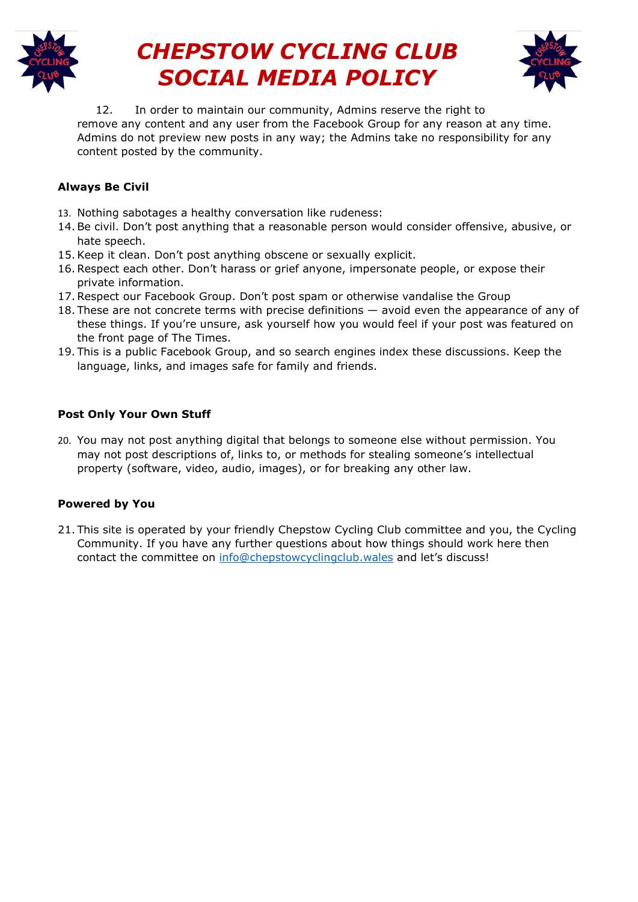# CHEPSTOW CYCLING CLUB SOCIAL MEDIA POLICY

12. In order to maintain our community, Admins reserve the right to remove any content and any user from the Facebook Group for any reason at any time. Admins do not preview new posts in any way; the Admins take no responsibility for any content posted by the community.

**Always Be Civil**

13. Nothing sabotages a healthy conversation like rudeness:
14. Be civil. Don't post anything that a reasonable person would consider offensive, abusive, or hate speech.
15. Keep it clean. Don't post anything obscene or sexually explicit.
16. Respect each other. Don't harass or grief anyone, impersonate people, or expose their private information.
17. Respect our Facebook Group. Don't post spam or otherwise vandalise the Group
18. These are not concrete terms with precise definitions — avoid even the appearance of any of these things. If you're unsure, ask yourself how you would feel if your post was featured on the front page of The Times.
19. This is a public Facebook Group, and so search engines index these discussions. Keep the language, links, and images safe for family and friends.

**Post Only Your Own Stuff**

20. You may not post anything digital that belongs to someone else without permission. You may not post descriptions of, links to, or methods for stealing someone's intellectual property (software, video, audio, images), or for breaking any other law.

**Powered by You**

21. This site is operated by your friendly Chepstow Cycling Club committee and you, the Cycling Community. If you have any further questions about how things should work here then contact the committee on info@chepstowcyclingclub.wales and let's discuss!